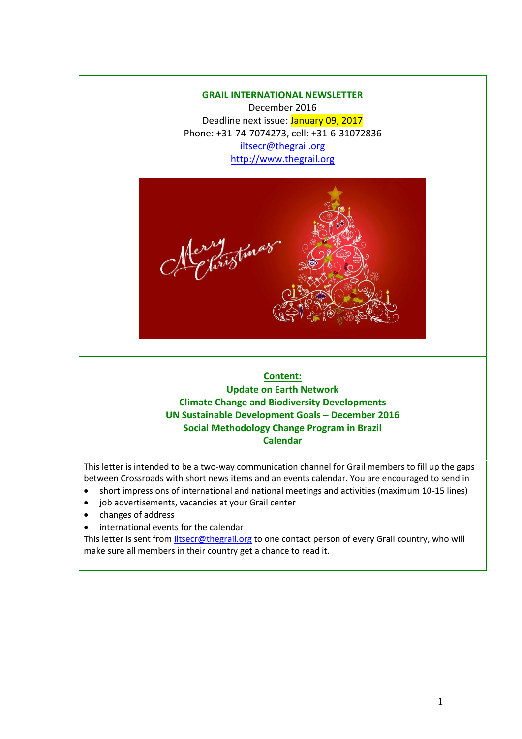# GRAIL INTERNATIONAL NEWSLETTER

December 2016

Deadline next issue: January 09, 2017

Phone: +31-74-7074273, cell: +31-6-31072836

iltsecr@thegrail.org

http://www.thegrail.org

## Content:

**Update on Earth Network**

**Climate Change and Biodiversity Developments**

**UN Sustainable Development Goals – December 2016**

**Social Methodology Change Program in Brazil**

**Calendar**

This letter is intended to be a two-way communication channel for Grail members to fill up the gaps between Crossroads with short news items and an events calendar. You are encouraged to send in

- short impressions of international and national meetings and activities (maximum 10-15 lines)
- job advertisements, vacancies at your Grail center
- changes of address
- international events for the calendar

This letter is sent from iltsecr@thegrail.org to one contact person of every Grail country, who will make sure all members in their country get a chance to read it.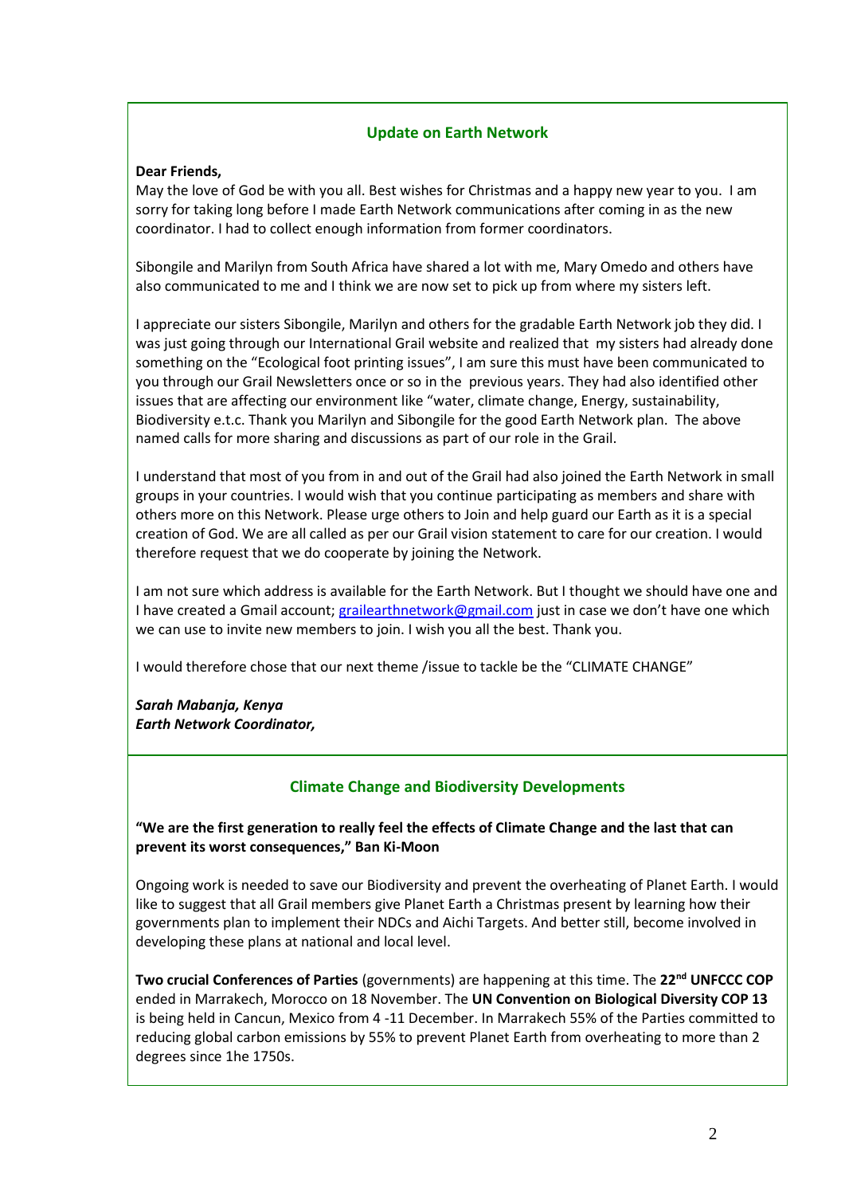## Update on Earth Network

**Dear Friends,**

May the love of God be with you all. Best wishes for Christmas and a happy new year to you. I am sorry for taking long before I made Earth Network communications after coming in as the new coordinator. I had to collect enough information from former coordinators.

Sibongile and Marilyn from South Africa have shared a lot with me, Mary Omedo and others have also communicated to me and I think we are now set to pick up from where my sisters left.

I appreciate our sisters Sibongile, Marilyn and others for the gradable Earth Network job they did. I was just going through our International Grail website and realized that my sisters had already done something on the "Ecological foot printing issues", I am sure this must have been communicated to you through our Grail Newsletters once or so in the previous years. They had also identified other issues that are affecting our environment like "water, climate change, Energy, sustainability, Biodiversity e.t.c. Thank you Marilyn and Sibongile for the good Earth Network plan. The above named calls for more sharing and discussions as part of our role in the Grail.

I understand that most of you from in and out of the Grail had also joined the Earth Network in small groups in your countries. I would wish that you continue participating as members and share with others more on this Network. Please urge others to Join and help guard our Earth as it is a special creation of God. We are all called as per our Grail vision statement to care for our creation. I would therefore request that we do cooperate by joining the Network.

I am not sure which address is available for the Earth Network. But I thought we should have one and I have created a Gmail account; grailearthnetwork@gmail.com just in case we don't have one which we can use to invite new members to join. I wish you all the best. Thank you.

I would therefore chose that our next theme /issue to tackle be the "CLIMATE CHANGE"

***Sarah Mabanja, Kenya***
***Earth Network Coordinator,***

## Climate Change and Biodiversity Developments

**"We are the first generation to really feel the effects of Climate Change and the last that can prevent its worst consequences," Ban Ki-Moon**

Ongoing work is needed to save our Biodiversity and prevent the overheating of Planet Earth. I would like to suggest that all Grail members give Planet Earth a Christmas present by learning how their governments plan to implement their NDCs and Aichi Targets. And better still, become involved in developing these plans at national and local level.

**Two crucial Conferences of Parties** (governments) are happening at this time. The **22nd UNFCCC COP** ended in Marrakech, Morocco on 18 November. The **UN Convention on Biological Diversity COP 13** is being held in Cancun, Mexico from 4 -11 December. In Marrakech 55% of the Parties committed to reducing global carbon emissions by 55% to prevent Planet Earth from overheating to more than 2 degrees since 1he 1750s.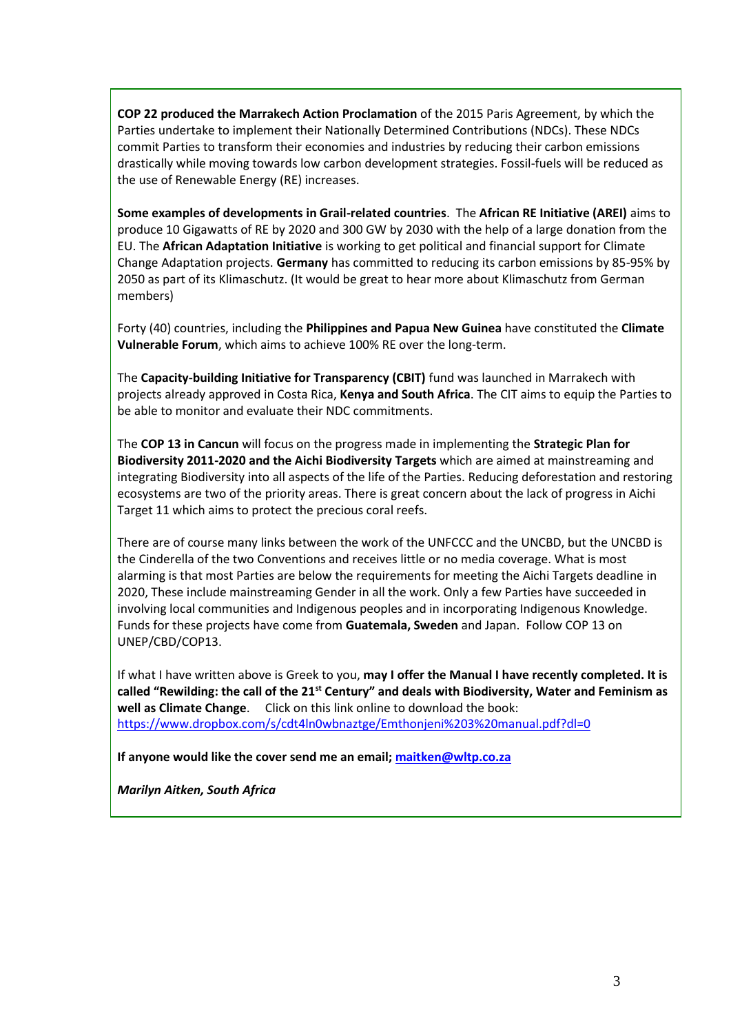**COP 22 produced the Marrakech Action Proclamation** of the 2015 Paris Agreement, by which the Parties undertake to implement their Nationally Determined Contributions (NDCs). These NDCs commit Parties to transform their economies and industries by reducing their carbon emissions drastically while moving towards low carbon development strategies. Fossil-fuels will be reduced as the use of Renewable Energy (RE) increases.

**Some examples of developments in Grail-related countries**. The **African RE Initiative (AREI)** aims to produce 10 Gigawatts of RE by 2020 and 300 GW by 2030 with the help of a large donation from the EU. The **African Adaptation Initiative** is working to get political and financial support for Climate Change Adaptation projects. **Germany** has committed to reducing its carbon emissions by 85-95% by 2050 as part of its Klimaschutz. (It would be great to hear more about Klimaschutz from German members)

Forty (40) countries, including the **Philippines and Papua New Guinea** have constituted the **Climate Vulnerable Forum**, which aims to achieve 100% RE over the long-term.

The **Capacity-building Initiative for Transparency (CBIT)** fund was launched in Marrakech with projects already approved in Costa Rica, **Kenya and South Africa**. The CIT aims to equip the Parties to be able to monitor and evaluate their NDC commitments.

The **COP 13 in Cancun** will focus on the progress made in implementing the **Strategic Plan for Biodiversity 2011-2020 and the Aichi Biodiversity Targets** which are aimed at mainstreaming and integrating Biodiversity into all aspects of the life of the Parties. Reducing deforestation and restoring ecosystems are two of the priority areas. There is great concern about the lack of progress in Aichi Target 11 which aims to protect the precious coral reefs.

There are of course many links between the work of the UNFCCC and the UNCBD, but the UNCBD is the Cinderella of the two Conventions and receives little or no media coverage. What is most alarming is that most Parties are below the requirements for meeting the Aichi Targets deadline in 2020, These include mainstreaming Gender in all the work. Only a few Parties have succeeded in involving local communities and Indigenous peoples and in incorporating Indigenous Knowledge. Funds for these projects have come from **Guatemala, Sweden** and Japan. Follow COP 13 on UNEP/CBD/COP13.

If what I have written above is Greek to you, **may I offer the Manual I have recently completed. It is called "Rewilding: the call of the 21st Century" and deals with Biodiversity, Water and Feminism as well as Climate Change**. Click on this link online to download the book: https://www.dropbox.com/s/cdt4ln0wbnaztge/Emthonjeni%203%20manual.pdf?dl=0

**If anyone would like the cover send me an email; maitken@wltp.co.za**

***Marilyn Aitken, South Africa***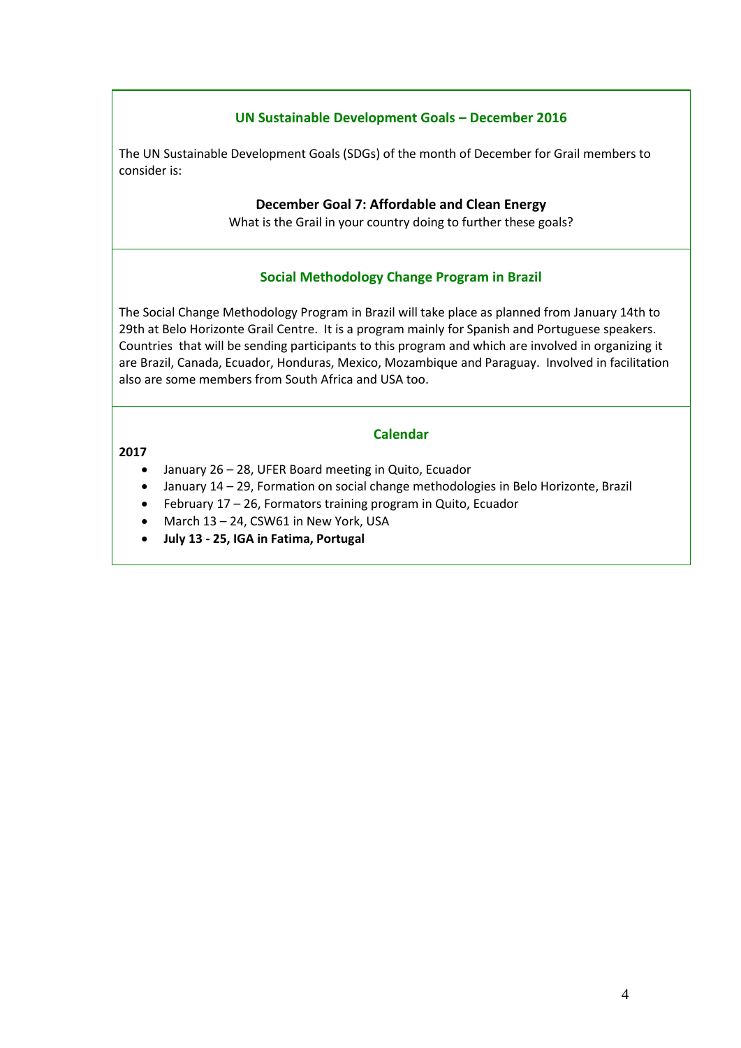## UN Sustainable Development Goals – December 2016

The UN Sustainable Development Goals (SDGs) of the month of December for Grail members to consider is:

**December Goal 7: Affordable and Clean Energy**

What is the Grail in your country doing to further these goals?

## Social Methodology Change Program in Brazil

The Social Change Methodology Program in Brazil will take place as planned from January 14th to 29th at Belo Horizonte Grail Centre. It is a program mainly for Spanish and Portuguese speakers. Countries that will be sending participants to this program and which are involved in organizing it are Brazil, Canada, Ecuador, Honduras, Mexico, Mozambique and Paraguay. Involved in facilitation also are some members from South Africa and USA too.

## Calendar

**2017**

- January 26 – 28, UFER Board meeting in Quito, Ecuador
- January 14 – 29, Formation on social change methodologies in Belo Horizonte, Brazil
- February 17 – 26, Formators training program in Quito, Ecuador
- March 13 – 24, CSW61 in New York, USA
- **July 13 - 25, IGA in Fatima, Portugal**